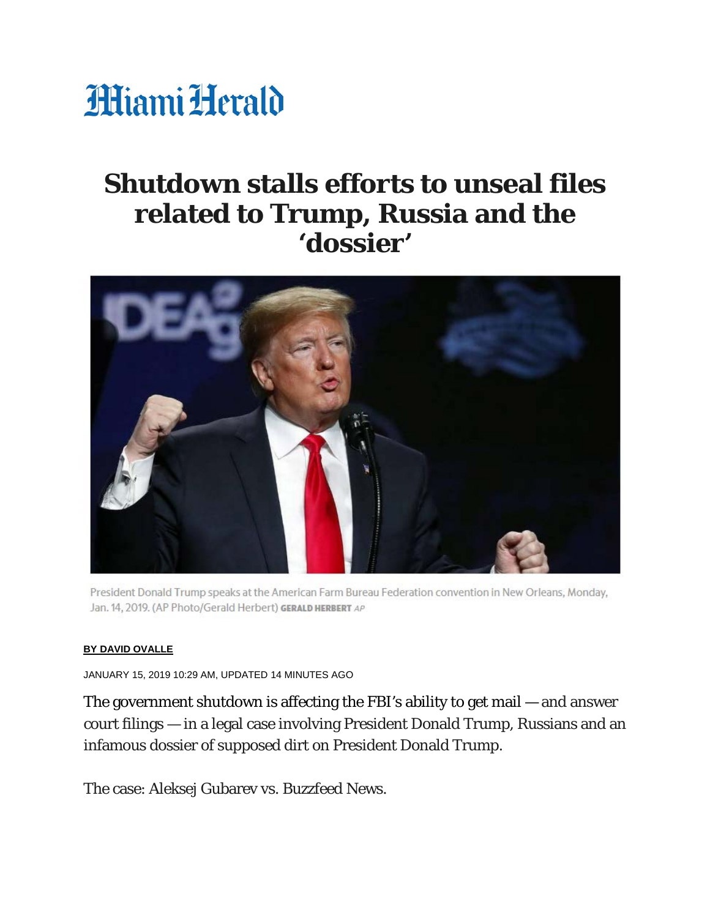Miami Herald

# Shutdown stalls efforts to unseal files related to Trump, Russia and the 'dossier'

President Donald Trump speaks at the American Farm Bureau Federation convention in New Orleans, Monday, Jan. 14, 2019. (AP Photo/Gerald Herbert) GERALD HERBERT AP

**BY DAVID OVALLE**

JANUARY 15, 2019 10:29 AM, UPDATED 14 MINUTES AGO

The government shutdown is affecting the FBI's ability to get mail — and answer court filings — in a legal case involving President Donald Trump, Russians and an infamous dossier of supposed dirt on President Donald Trump.

The case: Aleksej Gubarev vs. Buzzfeed News.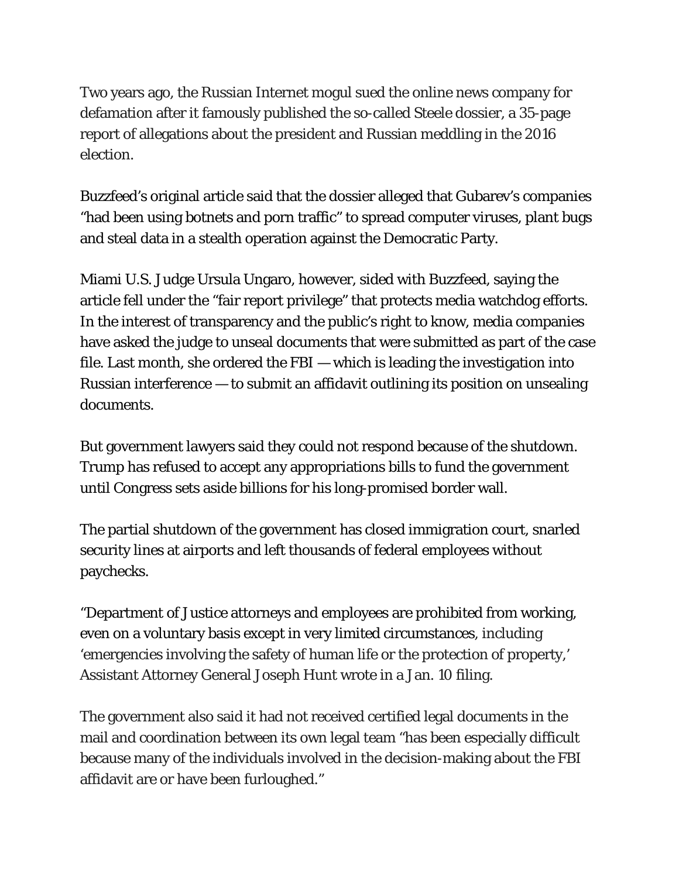Two years ago, the Russian Internet mogul sued the online news company for defamation after it famously published the so-called Steele dossier, a 35-page report of allegations about the president and Russian meddling in the 2016 election.

Buzzfeed's original article said that the dossier alleged that Gubarev's companies "had been using botnets and porn traffic" to spread computer viruses, plant bugs and steal data in a stealth operation against the Democratic Party.

Miami U.S. Judge Ursula Ungaro, however, sided with Buzzfeed, saying the article fell under the "fair report privilege" that protects media watchdog efforts. In the interest of transparency and the public's right to know, media companies have asked the judge to unseal documents that were submitted as part of the case file. Last month, she ordered the FBI — which is leading the investigation into Russian interference — to submit an affidavit outlining its position on unsealing documents.

But government lawyers said they could not respond because of the shutdown. Trump has refused to accept any appropriations bills to fund the government until Congress sets aside billions for his long-promised border wall.

The partial shutdown of the government has closed immigration court, snarled security lines at airports and left thousands of federal employees without paychecks.

"Department of Justice attorneys and employees are prohibited from working, even on a voluntary basis except in very limited circumstances, including 'emergencies involving the safety of human life or the protection of property,' Assistant Attorney General Joseph Hunt wrote in a Jan. 10 filing.

The government also said it had not received certified legal documents in the mail and coordination between its own legal team "has been especially difficult because many of the individuals involved in the decision-making about the FBI affidavit are or have been furloughed."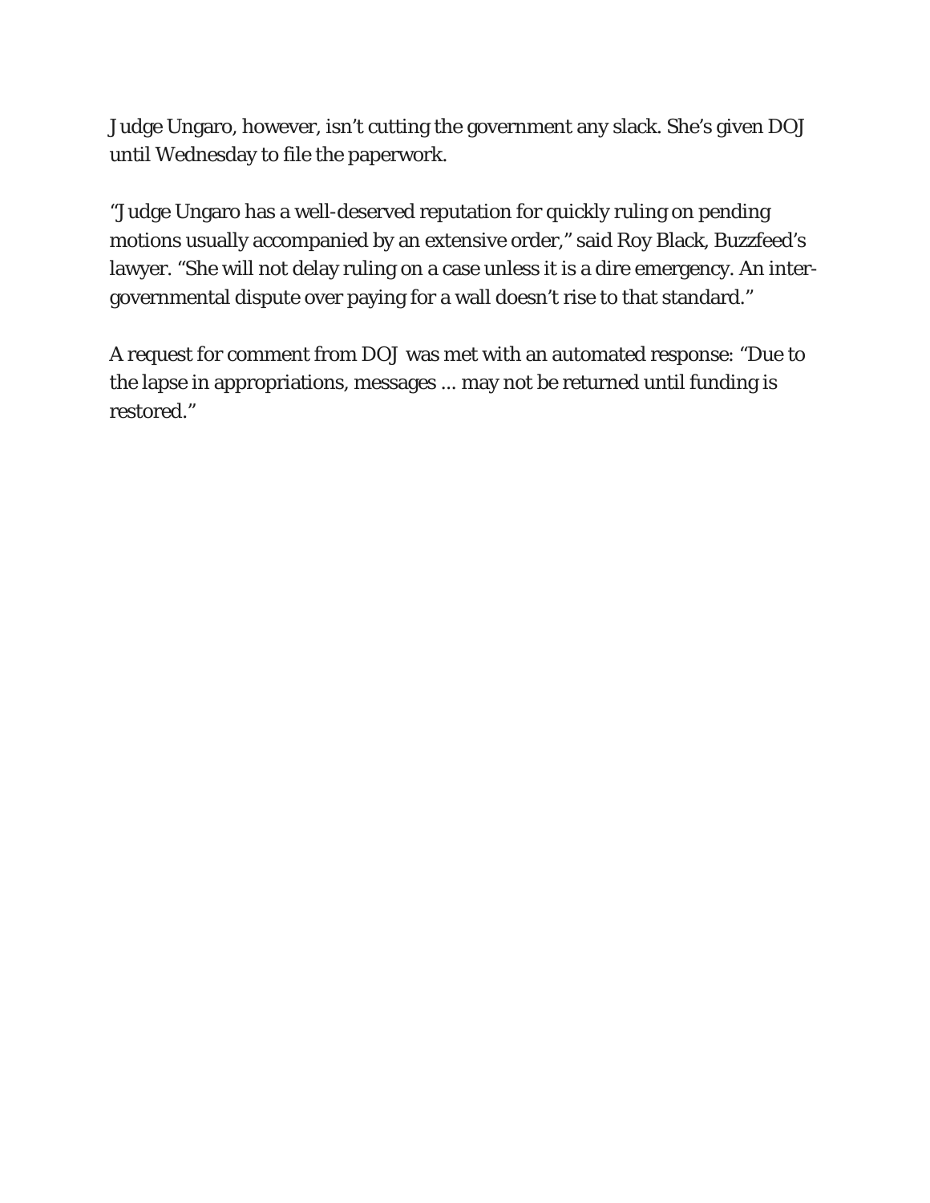Judge Ungaro, however, isn't cutting the government any slack. She's given DOJ until Wednesday to file the paperwork.

"Judge Ungaro has a well-deserved reputation for quickly ruling on pending motions usually accompanied by an extensive order," said Roy Black, Buzzfeed's lawyer. "She will not delay ruling on a case unless it is a dire emergency. An inter-governmental dispute over paying for a wall doesn't rise to that standard."

A request for comment from DOJ was met with an automated response: "Due to the lapse in appropriations, messages ... may not be returned until funding is restored."